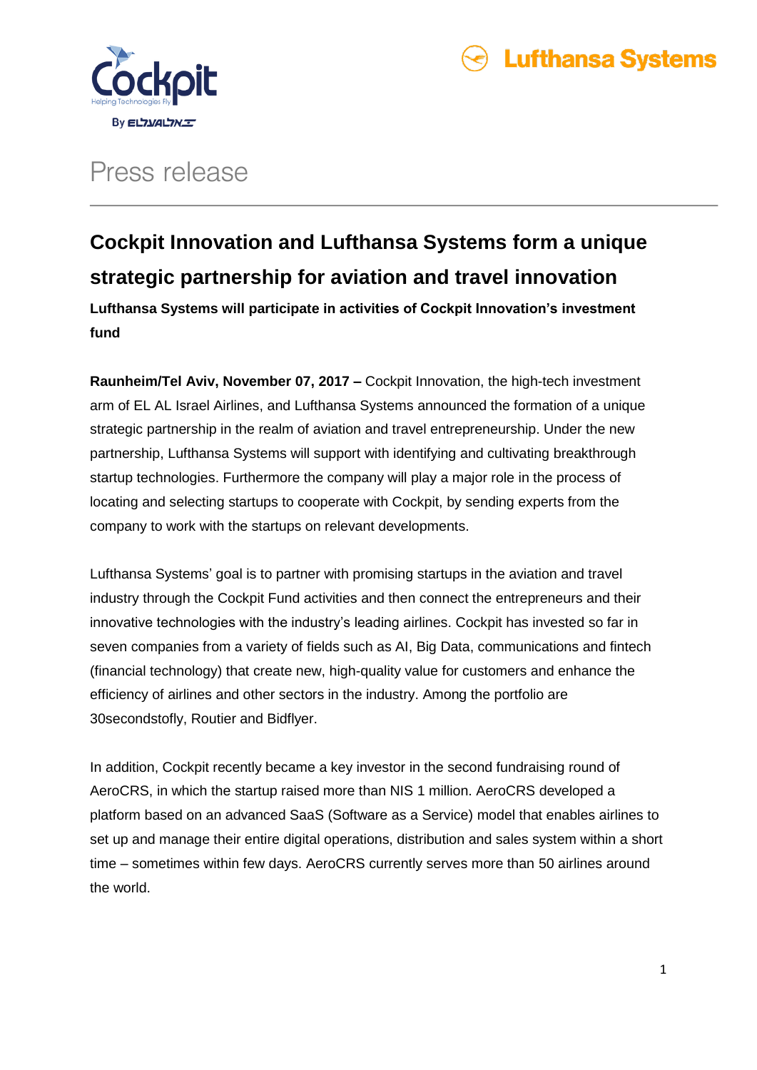Press release

# Cockpit Innovation and Lufthansa Systems form a unique strategic partnership for aviation and travel innovation

**Lufthansa Systems will participate in activities of Cockpit Innovation's investment fund**

**Raunheim/Tel Aviv, November 07, 2017 –** Cockpit Innovation, the high-tech investment arm of EL AL Israel Airlines, and Lufthansa Systems announced the formation of a unique strategic partnership in the realm of aviation and travel entrepreneurship. Under the new partnership, Lufthansa Systems will support with identifying and cultivating breakthrough startup technologies. Furthermore the company will play a major role in the process of locating and selecting startups to cooperate with Cockpit, by sending experts from the company to work with the startups on relevant developments.

Lufthansa Systems' goal is to partner with promising startups in the aviation and travel industry through the Cockpit Fund activities and then connect the entrepreneurs and their innovative technologies with the industry's leading airlines. Cockpit has invested so far in seven companies from a variety of fields such as AI, Big Data, communications and fintech (financial technology) that create new, high-quality value for customers and enhance the efficiency of airlines and other sectors in the industry. Among the portfolio are 30secondstofly, Routier and Bidflyer.

In addition, Cockpit recently became a key investor in the second fundraising round of AeroCRS, in which the startup raised more than NIS 1 million. AeroCRS developed a platform based on an advanced SaaS (Software as a Service) model that enables airlines to set up and manage their entire digital operations, distribution and sales system within a short time – sometimes within few days. AeroCRS currently serves more than 50 airlines around the world.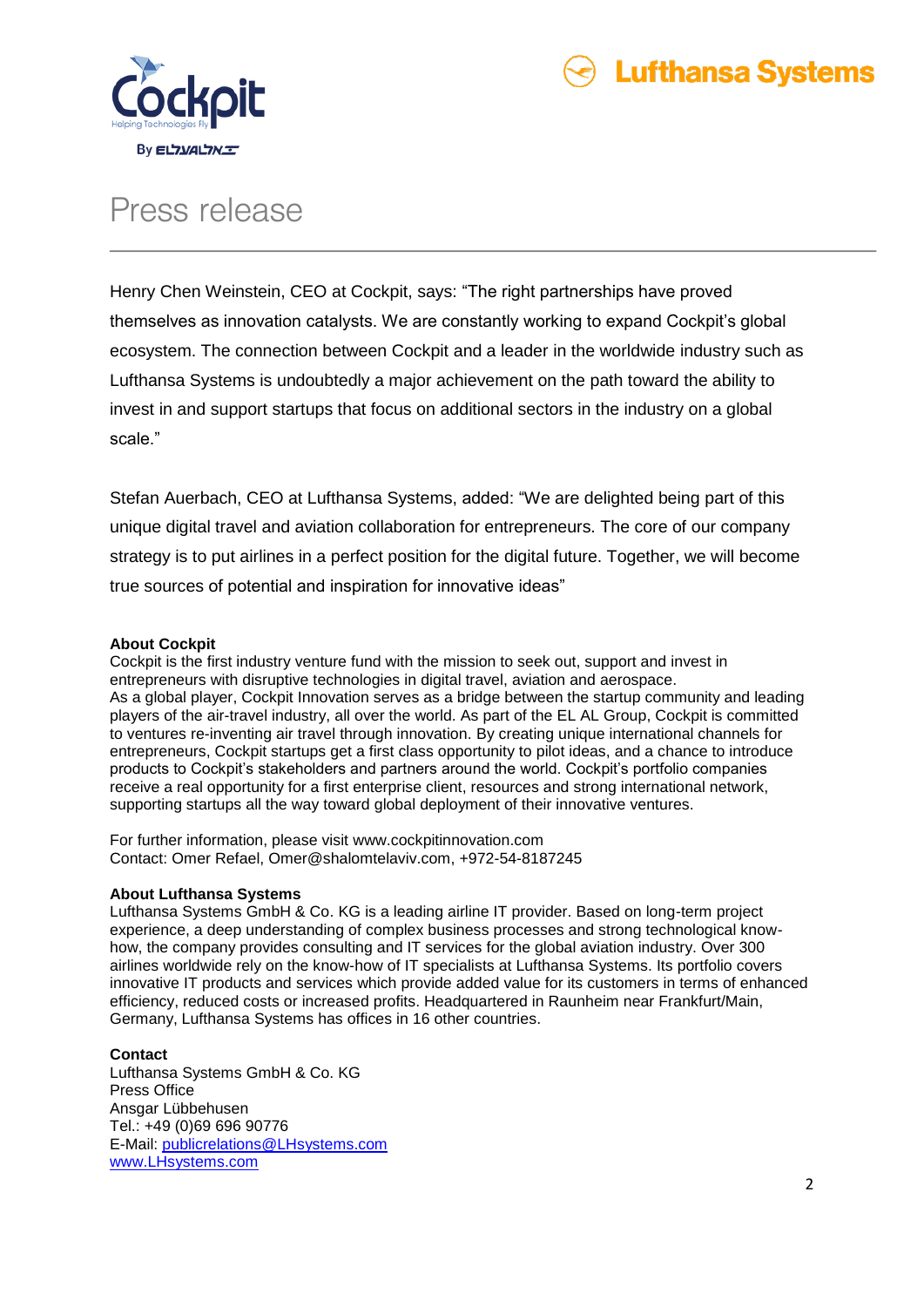# Press release

Henry Chen Weinstein, CEO at Cockpit, says: "The right partnerships have proved themselves as innovation catalysts. We are constantly working to expand Cockpit's global ecosystem. The connection between Cockpit and a leader in the worldwide industry such as Lufthansa Systems is undoubtedly a major achievement on the path toward the ability to invest in and support startups that focus on additional sectors in the industry on a global scale."

Stefan Auerbach, CEO at Lufthansa Systems, added: "We are delighted being part of this unique digital travel and aviation collaboration for entrepreneurs. The core of our company strategy is to put airlines in a perfect position for the digital future. Together, we will become true sources of potential and inspiration for innovative ideas"

**About Cockpit**
Cockpit is the first industry venture fund with the mission to seek out, support and invest in entrepreneurs with disruptive technologies in digital travel, aviation and aerospace.
As a global player, Cockpit Innovation serves as a bridge between the startup community and leading players of the air-travel industry, all over the world. As part of the EL AL Group, Cockpit is committed to ventures re-inventing air travel through innovation. By creating unique international channels for entrepreneurs, Cockpit startups get a first class opportunity to pilot ideas, and a chance to introduce products to Cockpit's stakeholders and partners around the world. Cockpit's portfolio companies receive a real opportunity for a first enterprise client, resources and strong international network, supporting startups all the way toward global deployment of their innovative ventures.

For further information, please visit www.cockpitinnovation.com
Contact: Omer Refael, Omer@shalomtelaviv.com, +972-54-8187245

**About Lufthansa Systems**
Lufthansa Systems GmbH & Co. KG is a leading airline IT provider. Based on long-term project experience, a deep understanding of complex business processes and strong technological know-how, the company provides consulting and IT services for the global aviation industry. Over 300 airlines worldwide rely on the know-how of IT specialists at Lufthansa Systems. Its portfolio covers innovative IT products and services which provide added value for its customers in terms of enhanced efficiency, reduced costs or increased profits. Headquartered in Raunheim near Frankfurt/Main, Germany, Lufthansa Systems has offices in 16 other countries.

**Contact**
Lufthansa Systems GmbH & Co. KG
Press Office
Ansgar Lübbehusen
Tel.: +49 (0)69 696 90776
E-Mail: publicrelations@LHsystems.com
www.LHsystems.com